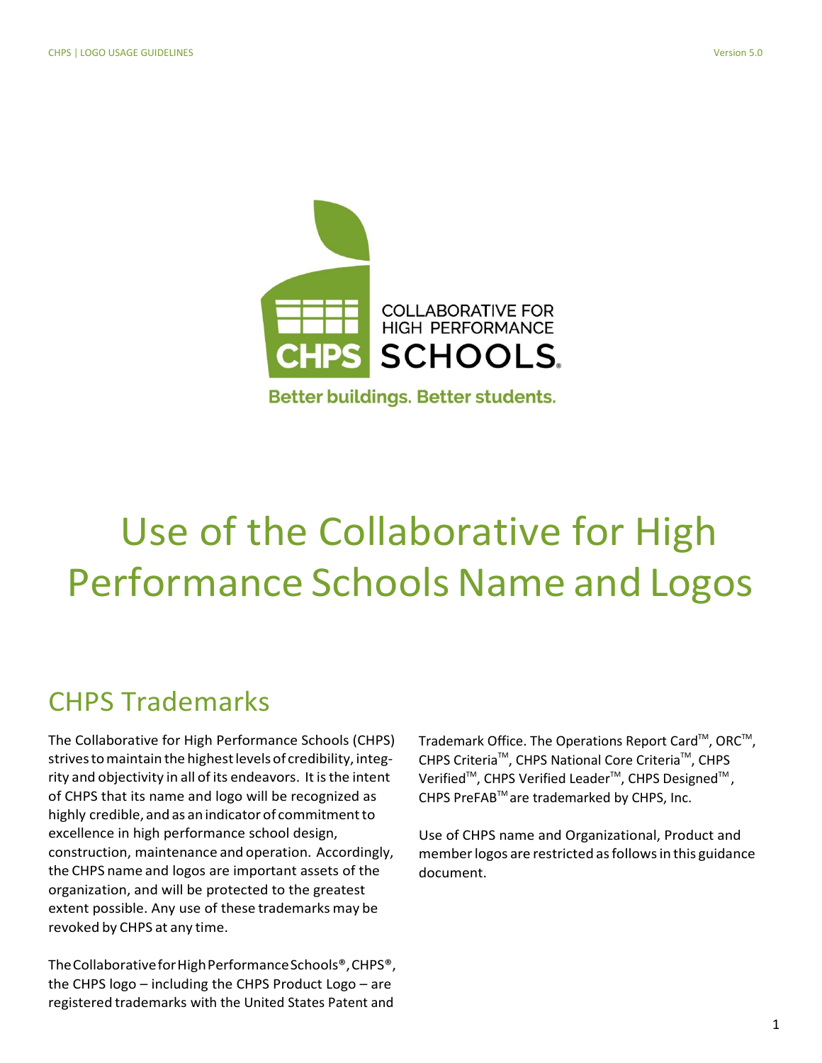# Use of the Collaborative for High Performance Schools Name and Logos

## CHPS Trademarks

The Collaborative for High Performance Schools (CHPS) strives to maintain the highest levels of credibility, integrity and objectivity in all of its endeavors. It is the intent of CHPS that its name and logo will be recognized as highly credible, and as an indicator of commitment to excellence in high performance school design, construction, maintenance and operation. Accordingly, the CHPS name and logos are important assets of the organization, and will be protected to the greatest extent possible. Any use of these trademarks may be revoked by CHPS at any time.

The Collaborative for High Performance Schools®, CHPS®, the CHPS logo – including the CHPS Product Logo – are registered trademarks with the United States Patent and Trademark Office. The Operations Report Card™, ORC™, CHPS Criteria™, CHPS National Core Criteria™, CHPS Verified™, CHPS Verified Leader™, CHPS Designed™, CHPS PreFAB™ are trademarked by CHPS, Inc.

Use of CHPS name and Organizational, Product and member logos are restricted as follows in this guidance document.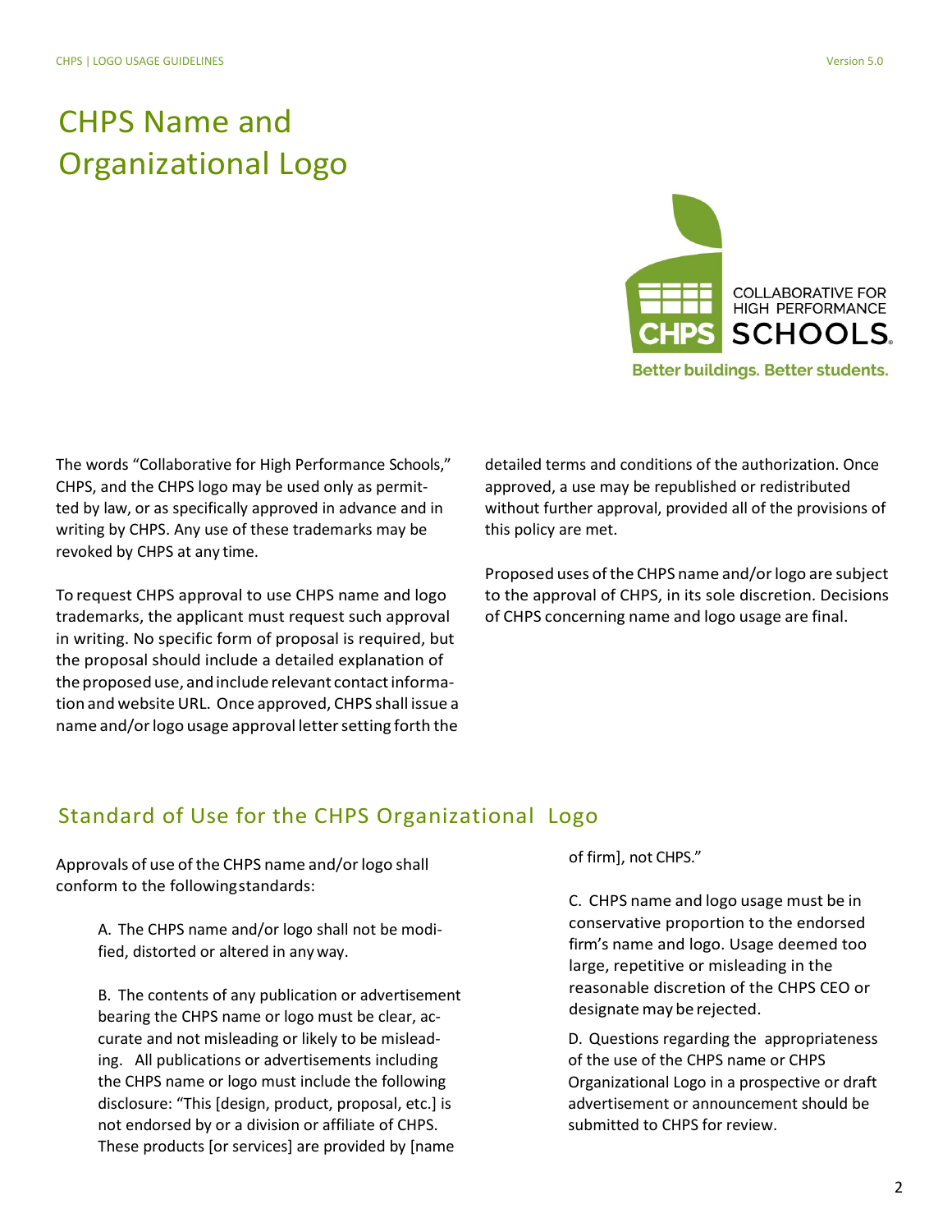# CHPS Name and Organizational Logo

The words "Collaborative for High Performance Schools," CHPS, and the CHPS logo may be used only as permitted by law, or as specifically approved in advance and in writing by CHPS. Any use of these trademarks may be revoked by CHPS at any time.

To request CHPS approval to use CHPS name and logo trademarks, the applicant must request such approval in writing. No specific form of proposal is required, but the proposal should include a detailed explanation of the proposed use, and include relevant contact information and website URL. Once approved, CHPS shall issue a name and/or logo usage approval letter setting forth the detailed terms and conditions of the authorization. Once approved, a use may be republished or redistributed without further approval, provided all of the provisions of this policy are met.

Proposed uses of the CHPS name and/or logo are subject to the approval of CHPS, in its sole discretion. Decisions of CHPS concerning name and logo usage are final.

## Standard of Use for the CHPS Organizational Logo

Approvals of use of the CHPS name and/or logo shall conform to the following standards:

A. The CHPS name and/or logo shall not be modified, distorted or altered in any way.

B. The contents of any publication or advertisement bearing the CHPS name or logo must be clear, accurate and not misleading or likely to be misleading. All publications or advertisements including the CHPS name or logo must include the following disclosure: "This [design, product, proposal, etc.] is not endorsed by or a division or affiliate of CHPS. These products [or services] are provided by [name of firm], not CHPS."

C. CHPS name and logo usage must be in conservative proportion to the endorsed firm's name and logo. Usage deemed too large, repetitive or misleading in the reasonable discretion of the CHPS CEO or designate may be rejected.

D. Questions regarding the appropriateness of the use of the CHPS name or CHPS Organizational Logo in a prospective or draft advertisement or announcement should be submitted to CHPS for review.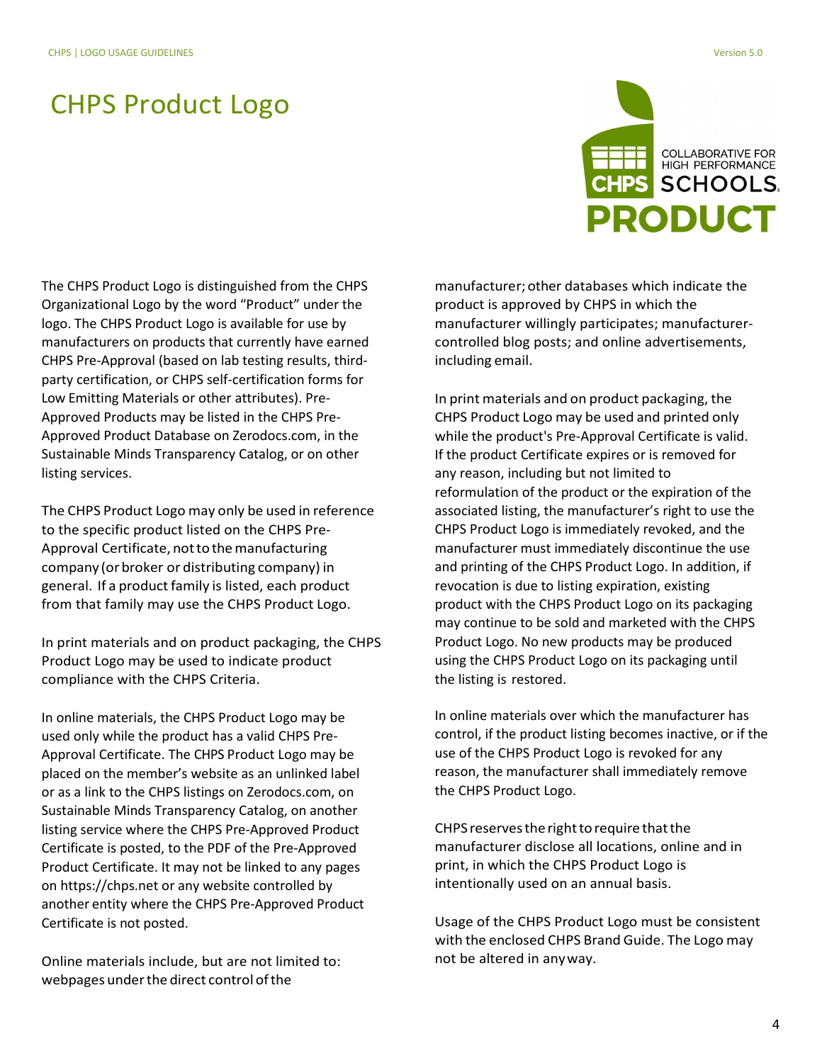# CHPS Product Logo

The CHPS Product Logo is distinguished from the CHPS Organizational Logo by the word “Product” under the logo. The CHPS Product Logo is available for use by manufacturers on products that currently have earned CHPS Pre-Approval (based on lab testing results, third-party certification, or CHPS self-certification forms for Low Emitting Materials or other attributes). Pre-Approved Products may be listed in the CHPS Pre-Approved Product Database on Zerodocs.com, in the Sustainable Minds Transparency Catalog, or on other listing services.

The CHPS Product Logo may only be used in reference to the specific product listed on the CHPS Pre-Approval Certificate, not to the manufacturing company (or broker or distributing company) in general. If a product family is listed, each product from that family may use the CHPS Product Logo.

In print materials and on product packaging, the CHPS Product Logo may be used to indicate product compliance with the CHPS Criteria.

In online materials, the CHPS Product Logo may be used only while the product has a valid CHPS Pre-Approval Certificate. The CHPS Product Logo may be placed on the member’s website as an unlinked label or as a link to the CHPS listings on Zerodocs.com, on Sustainable Minds Transparency Catalog, on another listing service where the CHPS Pre-Approved Product Certificate is posted, to the PDF of the Pre-Approved Product Certificate. It may not be linked to any pages on https://chps.net or any website controlled by another entity where the CHPS Pre-Approved Product Certificate is not posted.

Online materials include, but are not limited to: webpages under the direct control of the manufacturer; other databases which indicate the product is approved by CHPS in which the manufacturer willingly participates; manufacturer-controlled blog posts; and online advertisements, including email.

In print materials and on product packaging, the CHPS Product Logo may be used and printed only while the product's Pre-Approval Certificate is valid. If the product Certificate expires or is removed for any reason, including but not limited to reformulation of the product or the expiration of the associated listing, the manufacturer’s right to use the CHPS Product Logo is immediately revoked, and the manufacturer must immediately discontinue the use and printing of the CHPS Product Logo. In addition, if revocation is due to listing expiration, existing product with the CHPS Product Logo on its packaging may continue to be sold and marketed with the CHPS Product Logo. No new products may be produced using the CHPS Product Logo on its packaging until the listing is restored.

In online materials over which the manufacturer has control, if the product listing becomes inactive, or if the use of the CHPS Product Logo is revoked for any reason, the manufacturer shall immediately remove the CHPS Product Logo.

CHPS reserves the right to require that the manufacturer disclose all locations, online and in print, in which the CHPS Product Logo is intentionally used on an annual basis.

Usage of the CHPS Product Logo must be consistent with the enclosed CHPS Brand Guide. The Logo may not be altered in any way.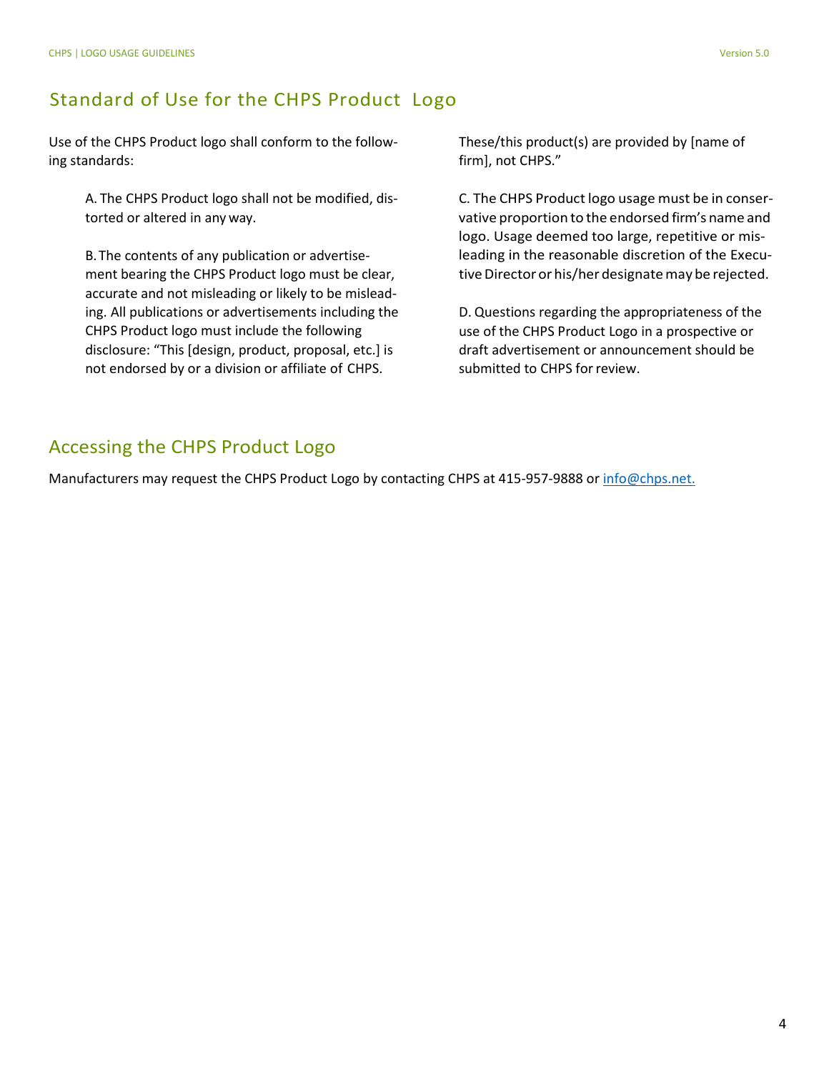## Standard of Use for the CHPS Product Logo

Use of the CHPS Product logo shall conform to the following standards:

A. The CHPS Product logo shall not be modified, distorted or altered in any way.

B. The contents of any publication or advertisement bearing the CHPS Product logo must be clear, accurate and not misleading or likely to be misleading. All publications or advertisements including the CHPS Product logo must include the following disclosure: "This [design, product, proposal, etc.] is not endorsed by or a division or affiliate of CHPS. These/this product(s) are provided by [name of firm], not CHPS."

C. The CHPS Product logo usage must be in conservative proportion to the endorsed firm's name and logo. Usage deemed too large, repetitive or misleading in the reasonable discretion of the Executive Director or his/her designate may be rejected.

D. Questions regarding the appropriateness of the use of the CHPS Product Logo in a prospective or draft advertisement or announcement should be submitted to CHPS for review.

## Accessing the CHPS Product Logo

Manufacturers may request the CHPS Product Logo by contacting CHPS at 415-957-9888 or info@chps.net.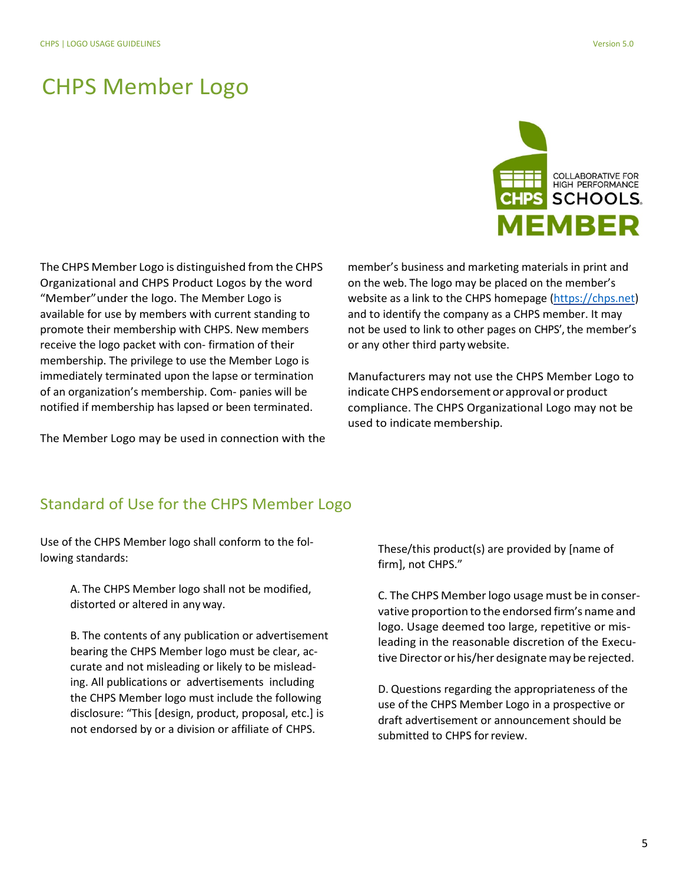# CHPS Member Logo

The CHPS Member Logo is distinguished from the CHPS Organizational and CHPS Product Logos by the word "Member" under the logo. The Member Logo is available for use by members with current standing to promote their membership with CHPS. New members receive the logo packet with confirmation of their membership. The privilege to use the Member Logo is immediately terminated upon the lapse or termination of an organization's membership. Companies will be notified if membership has lapsed or been terminated.

The Member Logo may be used in connection with the member's business and marketing materials in print and on the web. The logo may be placed on the member's website as a link to the CHPS homepage (https://chps.net) and to identify the company as a CHPS member. It may not be used to link to other pages on CHPS', the member's or any other third party website.

Manufacturers may not use the CHPS Member Logo to indicate CHPS endorsement or approval or product compliance. The CHPS Organizational Logo may not be used to indicate membership.

## Standard of Use for the CHPS Member Logo

Use of the CHPS Member logo shall conform to the following standards:

A. The CHPS Member logo shall not be modified, distorted or altered in any way.

B. The contents of any publication or advertisement bearing the CHPS Member logo must be clear, accurate and not misleading or likely to be misleading. All publications or advertisements including the CHPS Member logo must include the following disclosure: "This [design, product, proposal, etc.] is not endorsed by or a division or affiliate of CHPS. These/this product(s) are provided by [name of firm], not CHPS."

C. The CHPS Member logo usage must be in conservative proportion to the endorsed firm's name and logo. Usage deemed too large, repetitive or misleading in the reasonable discretion of the Executive Director or his/her designate may be rejected.

D. Questions regarding the appropriateness of the use of the CHPS Member Logo in a prospective or draft advertisement or announcement should be submitted to CHPS for review.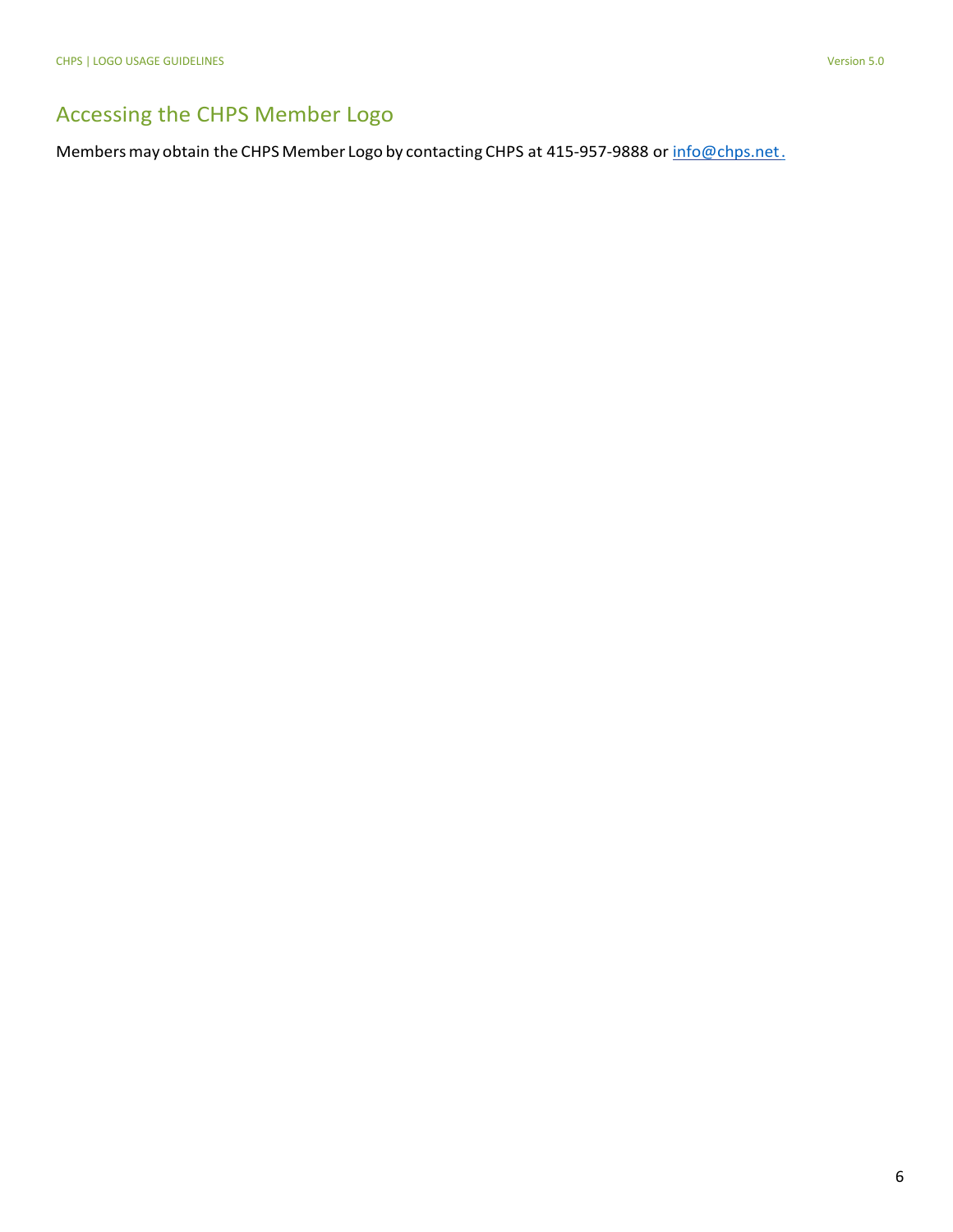## Accessing the CHPS Member Logo

Members may obtain the CHPS Member Logo by contacting CHPS at 415-957-9888 or info@chps.net.